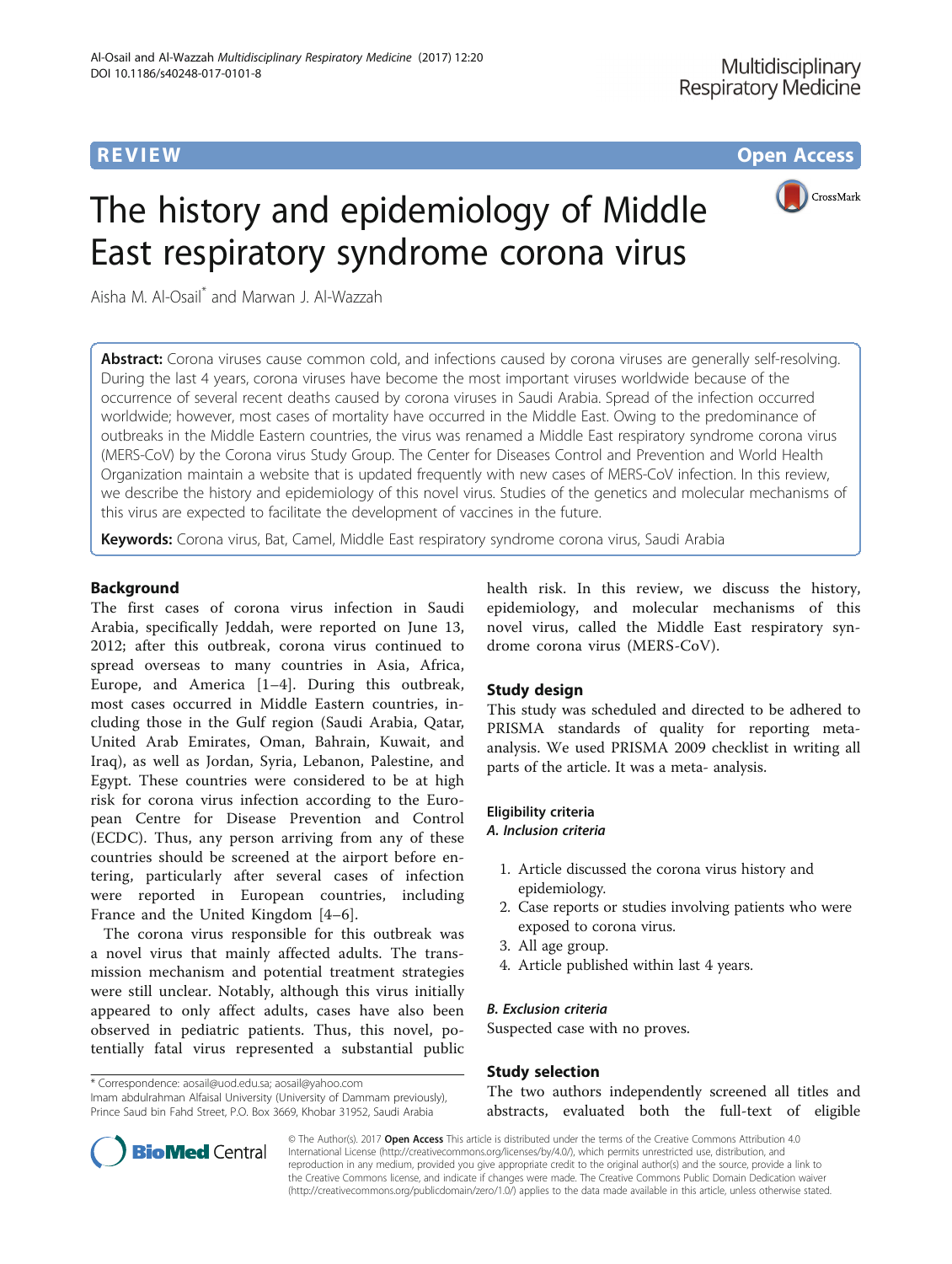REVIEW Open Access

# The history and epidemiology of Middle East respiratory syndrome corona virus

Aisha M. Al-Osail* and Marwan J. Al-Wazzah

**Abstract:** Corona viruses cause common cold, and infections caused by corona viruses are generally self-resolving. During the last 4 years, corona viruses have become the most important viruses worldwide because of the occurrence of several recent deaths caused by corona viruses in Saudi Arabia. Spread of the infection occurred worldwide; however, most cases of mortality have occurred in the Middle East. Owing to the predominance of outbreaks in the Middle Eastern countries, the virus was renamed a Middle East respiratory syndrome corona virus (MERS-CoV) by the Corona virus Study Group. The Center for Diseases Control and Prevention and World Health Organization maintain a website that is updated frequently with new cases of MERS-CoV infection. In this review, we describe the history and epidemiology of this novel virus. Studies of the genetics and molecular mechanisms of this virus are expected to facilitate the development of vaccines in the future.

**Keywords:** Corona virus, Bat, Camel, Middle East respiratory syndrome corona virus, Saudi Arabia

## Background

The first cases of corona virus infection in Saudi Arabia, specifically Jeddah, were reported on June 13, 2012; after this outbreak, corona virus continued to spread overseas to many countries in Asia, Africa, Europe, and America [1–4]. During this outbreak, most cases occurred in Middle Eastern countries, including those in the Gulf region (Saudi Arabia, Qatar, United Arab Emirates, Oman, Bahrain, Kuwait, and Iraq), as well as Jordan, Syria, Lebanon, Palestine, and Egypt. These countries were considered to be at high risk for corona virus infection according to the European Centre for Disease Prevention and Control (ECDC). Thus, any person arriving from any of these countries should be screened at the airport before entering, particularly after several cases of infection were reported in European countries, including France and the United Kingdom [4–6].

The corona virus responsible for this outbreak was a novel virus that mainly affected adults. The transmission mechanism and potential treatment strategies were still unclear. Notably, although this virus initially appeared to only affect adults, cases have also been observed in pediatric patients. Thus, this novel, potentially fatal virus represented a substantial public health risk. In this review, we discuss the history, epidemiology, and molecular mechanisms of this novel virus, called the Middle East respiratory syndrome corona virus (MERS-CoV).

## Study design

This study was scheduled and directed to be adhered to PRISMA standards of quality for reporting meta-analysis. We used PRISMA 2009 checklist in writing all parts of the article. It was a meta- analysis.

### Eligibility criteria

#### *A. Inclusion criteria*

1. Article discussed the corona virus history and epidemiology.
2. Case reports or studies involving patients who were exposed to corona virus.
3. All age group.
4. Article published within last 4 years.

#### *B. Exclusion criteria*

Suspected case with no proves.

## Study selection

The two authors independently screened all titles and abstracts, evaluated both the full-text of eligible

\* Correspondence: aosail@uod.edu.sa; aosail@yahoo.com
Imam abdulrahman Alfaisal University (University of Dammam previously), Prince Saud bin Fahd Street, P.O. Box 3669, Khobar 31952, Saudi Arabia

© The Author(s). 2017 **Open Access** This article is distributed under the terms of the Creative Commons Attribution 4.0 International License (http://creativecommons.org/licenses/by/4.0/), which permits unrestricted use, distribution, and reproduction in any medium, provided you give appropriate credit to the original author(s) and the source, provide a link to the Creative Commons license, and indicate if changes were made. The Creative Commons Public Domain Dedication waiver (http://creativecommons.org/publicdomain/zero/1.0/) applies to the data made available in this article, unless otherwise stated.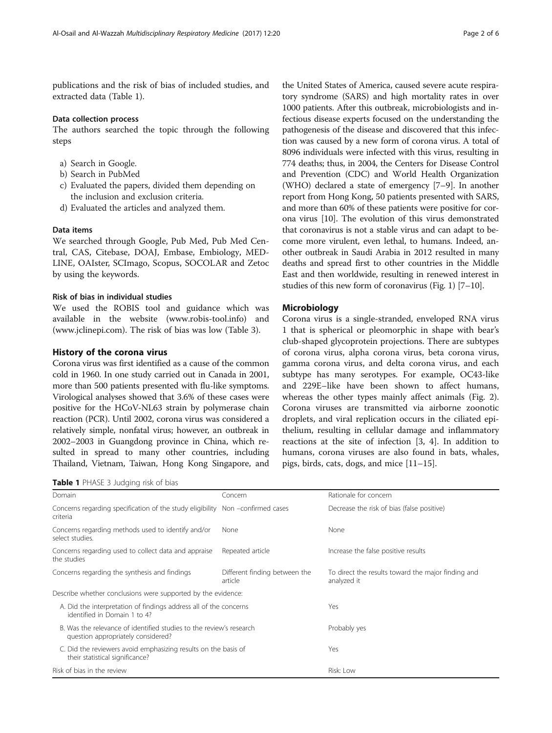publications and the risk of bias of included studies, and extracted data (Table 1).

### Data collection process

The authors searched the topic through the following steps

a) Search in Google.
b) Search in PubMed
c) Evaluated the papers, divided them depending on the inclusion and exclusion criteria.
d) Evaluated the articles and analyzed them.

### Data items

We searched through Google, Pub Med, Pub Med Central, CAS, Citebase, DOAJ, Embase, Embiology, MEDLINE, OAIster, SCImago, Scopus, SOCOLAR and Zetoc by using the keywords.

### Risk of bias in individual studies

We used the ROBIS tool and guidance which was available in the website (www.robis-tool.info) and (www.jclinepi.com). The risk of bias was low (Table 3).

## History of the corona virus

Corona virus was first identified as a cause of the common cold in 1960. In one study carried out in Canada in 2001, more than 500 patients presented with flu-like symptoms. Virological analyses showed that 3.6% of these cases were positive for the HCoV-NL63 strain by polymerase chain reaction (PCR). Until 2002, corona virus was considered a relatively simple, nonfatal virus; however, an outbreak in 2002–2003 in Guangdong province in China, which resulted in spread to many other countries, including Thailand, Vietnam, Taiwan, Hong Kong Singapore, and the United States of America, caused severe acute respiratory syndrome (SARS) and high mortality rates in over 1000 patients. After this outbreak, microbiologists and infectious disease experts focused on the understanding the pathogenesis of the disease and discovered that this infection was caused by a new form of corona virus. A total of 8096 individuals were infected with this virus, resulting in 774 deaths; thus, in 2004, the Centers for Disease Control and Prevention (CDC) and World Health Organization (WHO) declared a state of emergency [7–9]. In another report from Hong Kong, 50 patients presented with SARS, and more than 60% of these patients were positive for corona virus [10]. The evolution of this virus demonstrated that coronavirus is not a stable virus and can adapt to become more virulent, even lethal, to humans. Indeed, another outbreak in Saudi Arabia in 2012 resulted in many deaths and spread first to other countries in the Middle East and then worldwide, resulting in renewed interest in studies of this new form of coronavirus (Fig. 1) [7–10].

## Microbiology

Corona virus is a single-stranded, enveloped RNA virus 1 that is spherical or pleomorphic in shape with bear's club-shaped glycoprotein projections. There are subtypes of corona virus, alpha corona virus, beta corona virus, gamma corona virus, and delta corona virus, and each subtype has many serotypes. For example, OC43-like and 229E–like have been shown to affect humans, whereas the other types mainly affect animals (Fig. 2). Corona viruses are transmitted via airborne zoonotic droplets, and viral replication occurs in the ciliated epithelium, resulting in cellular damage and inflammatory reactions at the site of infection [3, 4]. In addition to humans, corona viruses are also found in bats, whales, pigs, birds, cats, dogs, and mice [11–15].

**Table 1** PHASE 3 Judging risk of bias

| Domain | Concern | Rationale for concern |
|---|---|---|
| Concerns regarding specification of the study eligibility criteria | Non –confirmed cases | Decrease the risk of bias (false positive) |
| Concerns regarding methods used to identify and/or select studies. | None | None |
| Concerns regarding used to collect data and appraise the studies | Repeated article | Increase the false positive results |
| Concerns regarding the synthesis and findings | Different finding between the article | To direct the results toward the major finding and analyzed it |
| Describe whether conclusions were supported by the evidence: | | |
| A. Did the interpretation of findings address all of the concerns identified in Domain 1 to 4? | | Yes |
| B. Was the relevance of identified studies to the review's research question appropriately considered? | | Probably yes |
| C. Did the reviewers avoid emphasizing results on the basis of their statistical significance? | | Yes |
| Risk of bias in the review | | Risk: Low |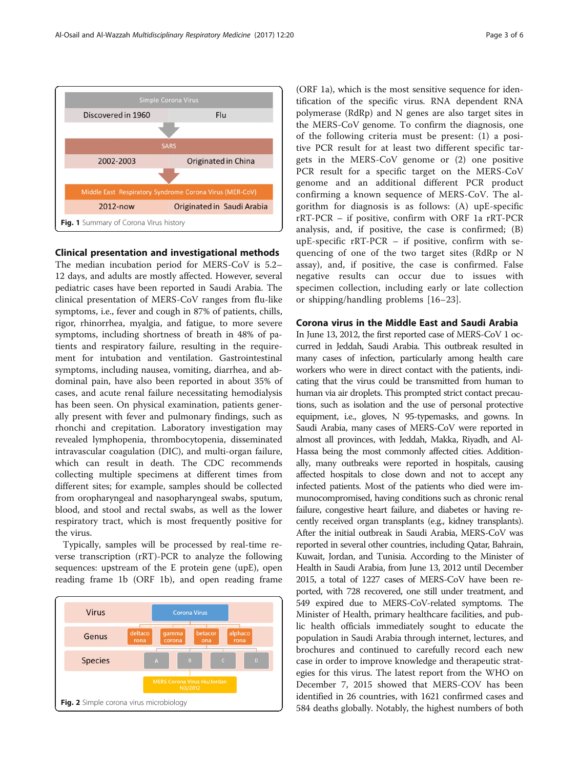| Simple Corona Virus | |
|---|---|
| Discovered in 1960 | Flu |

| SARS | |
|---|---|
| 2002-2003 | Originated in China |

| Middle East Respiratory Syndrome Corona Virus (MER-CoV) | |
|---|---|
| 2012-now | Originated in Saudi Arabia |

**Fig. 1** Summary of Corona Virus history

## Clinical presentation and investigational methods

The median incubation period for MERS-CoV is 5.2–12 days, and adults are mostly affected. However, several pediatric cases have been reported in Saudi Arabia. The clinical presentation of MERS-CoV ranges from flu-like symptoms, i.e., fever and cough in 87% of patients, chills, rigor, rhinorrhea, myalgia, and fatigue, to more severe symptoms, including shortness of breath in 48% of patients and respiratory failure, resulting in the requirement for intubation and ventilation. Gastrointestinal symptoms, including nausea, vomiting, diarrhea, and abdominal pain, have also been reported in about 35% of cases, and acute renal failure necessitating hemodialysis has been seen. On physical examination, patients generally present with fever and pulmonary findings, such as rhonchi and crepitation. Laboratory investigation may revealed lymphopenia, thrombocytopenia, disseminated intravascular coagulation (DIC), and multi-organ failure, which can result in death. The CDC recommends collecting multiple specimens at different times from different sites; for example, samples should be collected from oropharyngeal and nasopharyngeal swabs, sputum, blood, and stool and rectal swabs, as well as the lower respiratory tract, which is most frequently positive for the virus.

Typically, samples will be processed by real-time reverse transcription (rRT)-PCR to analyze the following sequences: upstream of the E protein gene (upE), open reading frame 1b (ORF 1b), and open reading frame (ORF 1a), which is the most sensitive sequence for identification of the specific virus. RNA dependent RNA polymerase (RdRp) and N genes are also target sites in the MERS-CoV genome. To confirm the diagnosis, one of the following criteria must be present: (1) a positive PCR result for at least two different specific targets in the MERS-CoV genome or (2) one positive PCR result for a specific target on the MERS-CoV genome and an additional different PCR product confirming a known sequence of MERS-CoV. The algorithm for diagnosis is as follows: (A) upE-specific rRT-PCR – if positive, confirm with ORF 1a rRT-PCR analysis, and, if positive, the case is confirmed; (B) upE-specific rRT-PCR – if positive, confirm with sequencing of one of the two target sites (RdRp or N assay), and, if positive, the case is confirmed. False negative results can occur due to issues with specimen collection, including early or late collection or shipping/handling problems [16–23].

| | |
|---|---|
| Virus | Corona Virus |
| Genus | deltacorona, gammacorona, betacorona, alphacorona |
| Species | A, B, C, D |
| | MERS Corona Virus Hu/Jordan N3/2012 |

**Fig. 2** Simple corona virus microbiology

## Corona virus in the Middle East and Saudi Arabia

In June 13, 2012, the first reported case of MERS-CoV 1 occurred in Jeddah, Saudi Arabia. This outbreak resulted in many cases of infection, particularly among health care workers who were in direct contact with the patients, indicating that the virus could be transmitted from human to human via air droplets. This prompted strict contact precautions, such as isolation and the use of personal protective equipment, i.e., gloves, N 95-typemasks, and gowns. In Saudi Arabia, many cases of MERS-CoV were reported in almost all provinces, with Jeddah, Makka, Riyadh, and Al-Hassa being the most commonly affected cities. Additionally, many outbreaks were reported in hospitals, causing affected hospitals to close down and not to accept any infected patients. Most of the patients who died were immunocompromised, having conditions such as chronic renal failure, congestive heart failure, and diabetes or having recently received organ transplants (e.g., kidney transplants). After the initial outbreak in Saudi Arabia, MERS-CoV was reported in several other countries, including Qatar, Bahrain, Kuwait, Jordan, and Tunisia. According to the Minister of Health in Saudi Arabia, from June 13, 2012 until December 2015, a total of 1227 cases of MERS-CoV have been reported, with 728 recovered, one still under treatment, and 549 expired due to MERS-CoV-related symptoms. The Minister of Health, primary healthcare facilities, and public health officials immediately sought to educate the population in Saudi Arabia through internet, lectures, and brochures and continued to carefully record each new case in order to improve knowledge and therapeutic strategies for this virus. The latest report from the WHO on December 7, 2015 showed that MERS-COV has been identified in 26 countries, with 1621 confirmed cases and 584 deaths globally. Notably, the highest numbers of both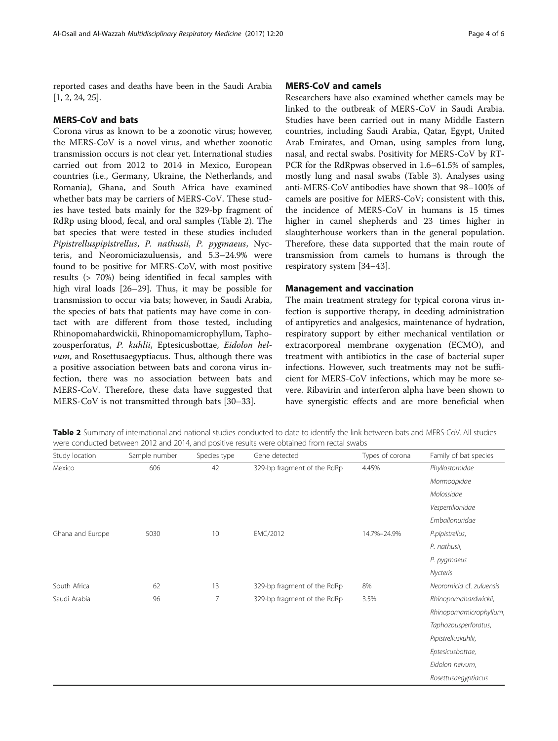reported cases and deaths have been in the Saudi Arabia [1, 2, 24, 25].

## MERS-CoV and bats

Corona virus as known to be a zoonotic virus; however, the MERS-CoV is a novel virus, and whether zoonotic transmission occurs is not clear yet. International studies carried out from 2012 to 2014 in Mexico, European countries (i.e., Germany, Ukraine, the Netherlands, and Romania), Ghana, and South Africa have examined whether bats may be carriers of MERS-CoV. These studies have tested bats mainly for the 329-bp fragment of RdRp using blood, fecal, and oral samples (Table 2). The bat species that were tested in these studies included *Pipistrelluspipistrellus*, *P. nathusii*, *P. pygmaeus*, Nycteris, and Neoromiciazuluensis, and 5.3–24.9% were found to be positive for MERS-CoV, with most positive results (> 70%) being identified in fecal samples with high viral loads [26–29]. Thus, it may be possible for transmission to occur via bats; however, in Saudi Arabia, the species of bats that patients may have come in contact with are different from those tested, including Rhinopomahardwickii, Rhinopomamicrophyllum, Taphozousperforatus, *P. kuhlii*, Eptesicusbottae, *Eidolon helvum*, and Rosettusaegyptiacus. Thus, although there was a positive association between bats and corona virus infection, there was no association between bats and MERS-CoV. Therefore, these data have suggested that MERS-CoV is not transmitted through bats [30–33].

## MERS-CoV and camels

Researchers have also examined whether camels may be linked to the outbreak of MERS-CoV in Saudi Arabia. Studies have been carried out in many Middle Eastern countries, including Saudi Arabia, Qatar, Egypt, United Arab Emirates, and Oman, using samples from lung, nasal, and rectal swabs. Positivity for MERS-CoV by RT-PCR for the RdRpwas observed in 1.6–61.5% of samples, mostly lung and nasal swabs (Table 3). Analyses using anti-MERS-CoV antibodies have shown that 98–100% of camels are positive for MERS-CoV; consistent with this, the incidence of MERS-CoV in humans is 15 times higher in camel shepherds and 23 times higher in slaughterhouse workers than in the general population. Therefore, these data supported that the main route of transmission from camels to humans is through the respiratory system [34–43].

## Management and vaccination

The main treatment strategy for typical corona virus infection is supportive therapy, in deeding administration of antipyretics and analgesics, maintenance of hydration, respiratory support by either mechanical ventilation or extracorporeal membrane oxygenation (ECMO), and treatment with antibiotics in the case of bacterial super infections. However, such treatments may not be sufficient for MERS-CoV infections, which may be more severe. Ribavirin and interferon alpha have been shown to have synergistic effects and are more beneficial when

**Table 2** Summary of international and national studies conducted to date to identify the link between bats and MERS-CoV. All studies were conducted between 2012 and 2014, and positive results were obtained from rectal swabs

| Study location | Sample number | Species type | Gene detected | Types of corona | Family of bat species |
|---|---|---|---|---|---|
| Mexico | 606 | 42 | 329-bp fragment of the RdRp | 4.45% | *Phyllostomidae* |
| | | | | | *Mormoopidae* |
| | | | | | *Molossidae* |
| | | | | | *Vespertilionidae* |
| | | | | | *Emballonuridae* |
| Ghana and Europe | 5030 | 10 | EMC/2012 | 14.7%–24.9% | *P.pipistrellus*, |
| | | | | | *P. nathusii*, |
| | | | | | *P. pygmaeus* |
| | | | | | *Nycteris* |
| South Africa | 62 | 13 | 329-bp fragment of the RdRp | 8% | *Neoromicia cf. zuluensis* |
| Saudi Arabia | 96 | 7 | 329-bp fragment of the RdRp | 3.5% | *Rhinopomahardwickii*, |
| | | | | | *Rhinopomamicrophyllum*, |
| | | | | | *Taphozousperforatus*, |
| | | | | | *Pipistrelluskuhlii*, |
| | | | | | *Eptesicusbottae*, |
| | | | | | *Eidolon helvum*, |
| | | | | | *Rosettusaegyptiacus* |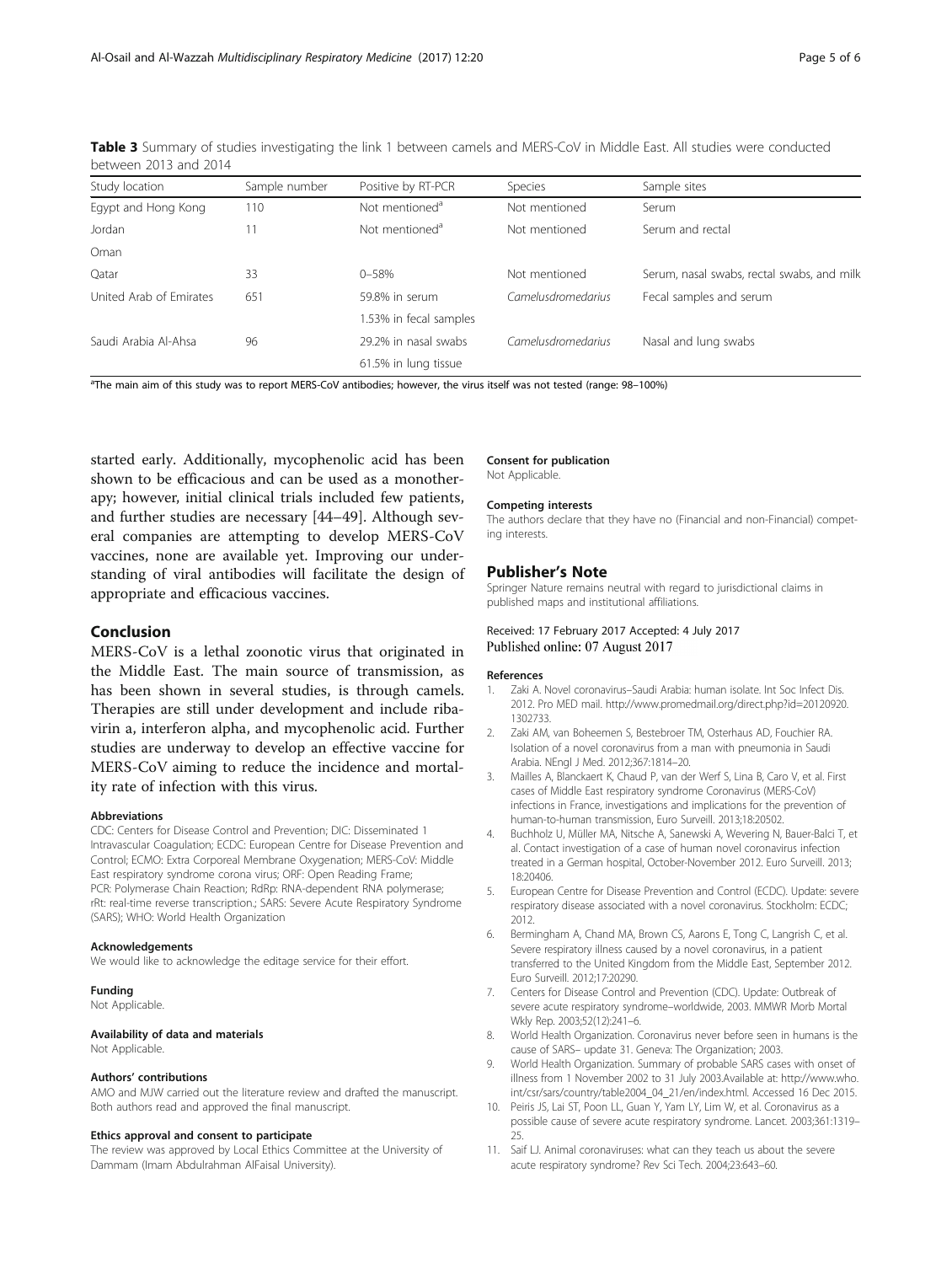**Table 3** Summary of studies investigating the link 1 between camels and MERS-CoV in Middle East. All studies were conducted between 2013 and 2014

| Study location | Sample number | Positive by RT-PCR | Species | Sample sites |
| --- | --- | --- | --- | --- |
| Egypt and Hong Kong | 110 | Not mentioned[a] | Not mentioned | Serum |
| Jordan | 11 | Not mentioned[a] | Not mentioned | Serum and rectal |
| Oman | | | | |
| Qatar | 33 | 0–58% | Not mentioned | Serum, nasal swabs, rectal swabs, and milk |
| United Arab of Emirates | 651 | 59.8% in serum | *Camelusdromedarius* | Fecal samples and serum |
| | | 1.53% in fecal samples | | |
| Saudi Arabia Al-Ahsa | 96 | 29.2% in nasal swabs | *Camelusdromedarius* | Nasal and lung swabs |
| | | 61.5% in lung tissue | | |

[a]The main aim of this study was to report MERS-CoV antibodies; however, the virus itself was not tested (range: 98–100%)

started early. Additionally, mycophenolic acid has been shown to be efficacious and can be used as a monotherapy; however, initial clinical trials included few patients, and further studies are necessary [44–49]. Although several companies are attempting to develop MERS-CoV vaccines, none are available yet. Improving our understanding of viral antibodies will facilitate the design of appropriate and efficacious vaccines.

## Conclusion

MERS-CoV is a lethal zoonotic virus that originated in the Middle East. The main source of transmission, as has been shown in several studies, is through camels. Therapies are still under development and include ribavirin a, interferon alpha, and mycophenolic acid. Further studies are underway to develop an effective vaccine for MERS-CoV aiming to reduce the incidence and mortality rate of infection with this virus.

#### Abbreviations

CDC: Centers for Disease Control and Prevention; DIC: Disseminated 1 Intravascular Coagulation; ECDC: European Centre for Disease Prevention and Control; ECMO: Extra Corporeal Membrane Oxygenation; MERS-CoV: Middle East respiratory syndrome corona virus; ORF: Open Reading Frame; PCR: Polymerase Chain Reaction; RdRp: RNA-dependent RNA polymerase; rRt: real-time reverse transcription.; SARS: Severe Acute Respiratory Syndrome (SARS); WHO: World Health Organization

#### Acknowledgements

We would like to acknowledge the editage service for their effort.

#### Funding

Not Applicable.

#### Availability of data and materials

Not Applicable.

#### Authors' contributions

AMO and MJW carried out the literature review and drafted the manuscript. Both authors read and approved the final manuscript.

#### Ethics approval and consent to participate

The review was approved by Local Ethics Committee at the University of Dammam (Imam Abdulrahman AlFaisal University).

#### Consent for publication

Not Applicable.

#### Competing interests

The authors declare that they have no (Financial and non-Financial) competing interests.

## Publisher's Note

Springer Nature remains neutral with regard to jurisdictional claims in published maps and institutional affiliations.

Received: 17 February 2017 Accepted: 4 July 2017
Published online: 07 August 2017

#### References

1. Zaki A. Novel coronavirus–Saudi Arabia: human isolate. Int Soc Infect Dis. 2012. Pro MED mail. http://www.promedmail.org/direct.php?id=20120920.1302733.
2. Zaki AM, van Boheemen S, Bestebroer TM, Osterhaus AD, Fouchier RA. Isolation of a novel coronavirus from a man with pneumonia in Saudi Arabia. NEngl J Med. 2012;367:1814–20.
3. Mailles A, Blanckaert K, Chaud P, van der Werf S, Lina B, Caro V, et al. First cases of Middle East respiratory syndrome Coronavirus (MERS-CoV) infections in France, investigations and implications for the prevention of human-to-human transmission, Euro Surveill. 2013;18:20502.
4. Buchholz U, Müller MA, Nitsche A, Sanewski A, Wevering N, Bauer-Balci T, et al. Contact investigation of a case of human novel coronavirus infection treated in a German hospital, October-November 2012. Euro Surveill. 2013;18:20406.
5. European Centre for Disease Prevention and Control (ECDC). Update: severe respiratory disease associated with a novel coronavirus. Stockholm: ECDC; 2012.
6. Bermingham A, Chand MA, Brown CS, Aarons E, Tong C, Langrish C, et al. Severe respiratory illness caused by a novel coronavirus, in a patient transferred to the United Kingdom from the Middle East, September 2012. Euro Surveill. 2012;17:20290.
7. Centers for Disease Control and Prevention (CDC). Update: Outbreak of severe acute respiratory syndrome–worldwide, 2003. MMWR Morb Mortal Wkly Rep. 2003;52(12):241–6.
8. World Health Organization. Coronavirus never before seen in humans is the cause of SARS– update 31. Geneva: The Organization; 2003.
9. World Health Organization. Summary of probable SARS cases with onset of illness from 1 November 2002 to 31 July 2003.Available at: http://www.who.int/csr/sars/country/table2004_04_21/en/index.html. Accessed 16 Dec 2015.
10. Peiris JS, Lai ST, Poon LL, Guan Y, Yam LY, Lim W, et al. Coronavirus as a possible cause of severe acute respiratory syndrome. Lancet. 2003;361:1319–25.
11. Saif LJ. Animal coronaviruses: what can they teach us about the severe acute respiratory syndrome? Rev Sci Tech. 2004;23:643–60.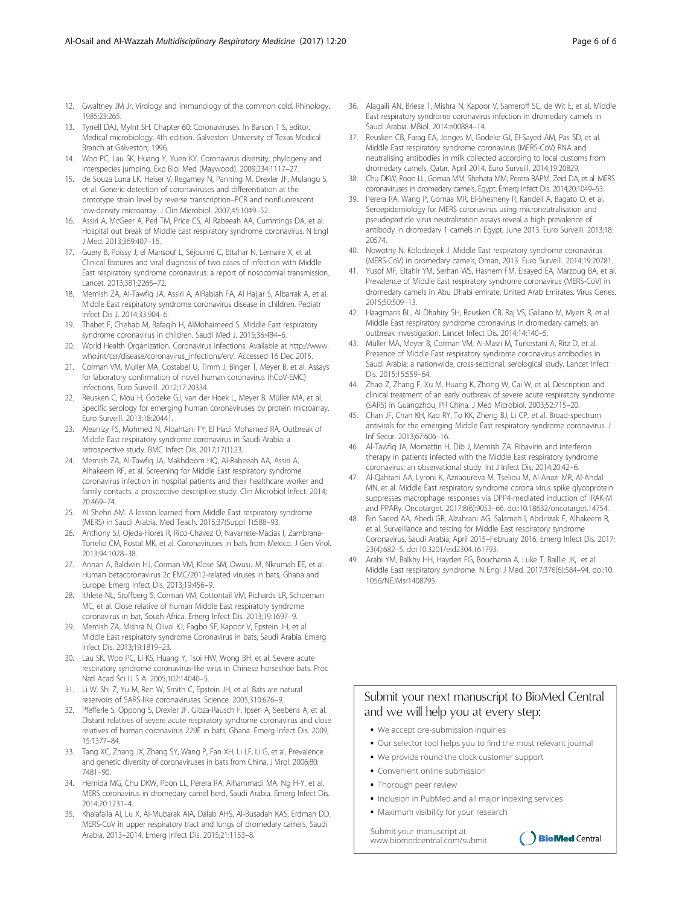12. Gwaltney JM Jr. Virology and immunology of the common cold. Rhinology. 1985;23:265.
13. Tyrrell DAJ, Myint SH. Chapter 60: Coronaviruses. In Barson 1 S, editor. Medical microbiology. 4th edition. Galveston: University of Texas Medical Branch at Galveston; 1996.
14. Woo PC, Lau SK, Huang Y, Yuen KY. Coronavirus diversity, phylogeny and interspecies jumping. Exp Biol Med (Maywood). 2009;234:1117–27.
15. de Souza Luna LK, Heiser V, Regamey N, Panning M, Drexler JF, Mulangu S, et al. Generic detection of coronaviruses and differentiation at the prototype strain level by reverse transcription–PCR and nonfluorescent low-density microarray. J Clin Microbiol. 2007;45:1049–52.
16. Assiri A, McGeer A, Perl TM, Price CS, Al Rabeeah AA, Cummings DA, et al. Hospital out break of Middle East respiratory syndrome coronavirus. N Engl J Med. 2013;369:407–16.
17. Guery B, Poissy J, el Mansouf L, Séjourné C, Ettahar N, Lemaire X, et al. Clinical features and viral diagnosis of two cases of infection with Middle East respiratory syndrome coronavirus: a report of nosocomial transmission. Lancet. 2013;381:2265–72.
18. Memish ZA, Al-Tawfiq JA, Assiri A, AlRabiah FA, Al Hajjar S, Albarrak A, et al. Middle East respiratory syndrome coronavirus disease in children. Pediatr Infect Dis J. 2014;33:904–6.
19. Thabet F, Chehab M, Bafaqih H, AlMohaimeed S. Middle East respiratory syndrome coronavirus in children. Saudi Med J. 2015;36:484–6.
20. World Health Organization. Coronavirus infections. Available at http://www.who.int/csr/disease/coronavirus_infections/en/. Accessed 16 Dec 2015.
21. Corman VM, Muller MA, Costabel U, Timm J, Binger T, Meyer B, et al. Assays for laboratory confirmation of novel human coronavirus (hCoV-EMC) infections. Euro Surveill. 2012;17:20334.
22. Reusken C, Mou H, Godeke GJ, van der Hoek L, Meyer B, Müller MA, et al. Specific serology for emerging human coronaviruses by protein microarray. Euro Surveill. 2013;18:20441.
23. Aleanizy FS, Mohmed N, Alqahtani FY, El Hadi Mohamed RA. Outbreak of Middle East respiratory syndrome coronavirus in Saudi Arabia: a retrospective study. BMC Infect Dis. 2017;17(1):23.
24. Memish ZA, Al-Tawfiq JA, Makhdoom HQ, Al-Rabeeah AA, Assiri A, Alhakeem RF, et al. Screening for Middle East respiratory syndrome coronavirus infection in hospital patients and their healthcare worker and family contacts: a prospective descriptive study. Clin Microbiol Infect. 2014; 20:469–74.
25. Al Shehri AM. A lesson learned from Middle East respiratory syndrome (MERS) in Saudi Arabia. Med Teach. 2015;37(Suppl 1):S88–93.
26. Anthony SJ, Ojeda-Flores R, Rico-Chavez O, Navarrete-Macias I, Zambrana-Torrelio CM, Rostal MK, et al. Coronaviruses in bats from Mexico. J Gen Virol. 2013;94:1028–38.
27. Annan A, Baldwin HJ, Corman VM, Klose SM, Owusu M, Nkrumah EE, et al. Human betacoronavirus 2c EMC/2012-related viruses in bats, Ghana and Europe. Emerg Infect Dis. 2013;19:456–9.
28. Ithlete NL, Stoffberg S, Corman VM, Cottontail VM, Richards LR, Schoeman MC, et al. Close relative of human Middle East respiratory syndrome coronavirus in bat, South Africa. Emerg Infect Dis. 2013;19:1697–9.
29. Memish ZA, Mishra N, Olival KJ, Fagbo SF, Kapoor V, Epstein JH, et al. Middle East respiratory syndrome Coronavirus in bats, Saudi Arabia. Emerg Infect Dis. 2013;19:1819–23.
30. Lau SK, Woo PC, Li KS, Huang Y, Tsoi HW, Wong BH, et al. Severe acute respiratory syndrome coronavirus-like virus in Chinese horseshoe bats. Proc Natl Acad Sci U S A. 2005;102:14040–5.
31. Li W, Shi Z, Yu M, Ren W, Smith C, Epstein JH, et al. Bats are natural reservoirs of SARS-like coronaviruses. Science. 2005;310:676–9.
32. Pfefferle S, Oppong S, Drexler JF, Gloza-Rausch F, Ipsen A, Seebens A, et al. Distant relatives of severe acute respiratory syndrome coronavirus and close relatives of human coronavirus 229E in bats, Ghana. Emerg Infect Dis. 2009; 15:1377–84.
33. Tang XC, Zhang JX, Zhang SY, Wang P, Fan XH, Li LF, Li G, et al. Prevalence and genetic diversity of coronaviruses in bats from China. J Virol. 2006;80: 7481–90.
34. Hemida MG, Chu DKW, Poon LL, Perera RA, Alhammadi MA, Ng H-Y, et al. MERS coronavirus in dromedary camel herd, Saudi Arabia. Emerg Infect Dis. 2014;20:1231–4.
35. Khalafalla AI, Lu X, Al-Mubarak AIA, Dalab AHS, Al-Busadah KAS, Erdman DD. MERS-CoV in upper respiratory tract and lungs of dromedary camels, Saudi Arabia, 2013–2014. Emerg Infect Dis. 2015;21:1153–8.
36. Alagaili AN, Briese T, Mishra N, Kapoor V, Sameroff SC, de Wit E, et al. Middle East respiratory syndrome coronavirus infection in dromedary camels in Saudi Arabia. MBiol. 2014:e00884–14.
37. Reusken CB, Farag EA, Jonges M, Godeke GJ, El-Sayed AM, Pas SD, et al. Middle East respiratory syndrome coronavirus (MERS-CoV) RNA and neutralising antibodies in milk collected according to local customs from dromedary camels, Qatar, April 2014. Euro Surveill. 2014;19:20829.
38. Chu DKW, Poon LL, Gomaa MM, Shehata MM, Perera RAPM, Zeid DA, et al. MERS coronaviruses in dromedary camels, Egypt. Emerg Infect Dis. 2014;20:1049–53.
39. Perera RA, Wang P, Gomaa MR, El-Shesheny R, Kandeil A, Bagato O, et al. Seroepidemiology for MERS coronavirus using microneutralisation and pseudoparticle virus neutralization assays reveal a high prevalence of antibody in dromedary 1 camels in Egypt, June 2013. Euro Surveill. 2013;18: 20574.
40. Nowotny N, Kolodziejek J. Middle East respiratory syndrome coronavirus (MERS-CoV) in dromedary camels, Oman, 2013. Euro Surveill. 2014;19:20781.
41. Yusof MF, Eltahir YM, Serhan WS, Hashem FM, Elsayed EA, Marzoug BA, et al. Prevalence of Middle East respiratory syndrome coronavirus (MERS-CoV) in dromedary camels in Abu Dhabi emirate, United Arab Emirates. Virus Genes. 2015;50:509–13.
42. Haagmans BL, Al Dhahiry SH, Reusken CB, Raj VS, Galiano M, Myers R, et al. Middle East respiratory syndrome coronavirus in dromedary camels: an outbreak investigation. Lancet Infect Dis. 2014;14:140–5.
43. Müller MA, Meyer B, Corman VM, Al-Masri M, Turkestani A, Ritz D, et al. Presence of Middle East respiratory syndrome coronavirus antibodies in Saudi Arabia: a nationwide, cross-sectional, serological study. Lancet Infect Dis. 2015;15:559–64.
44. Zhao Z, Zhang F, Xu M, Huang K, Zhong W, Cai W, et al. Description and clinical treatment of an early outbreak of severe acute respiratory syndrome (SARS) in Guangzhou, PR China. J Med Microbiol. 2003;52:715–20.
45. Chan JF, Chan KH, Kao RY, To KK, Zheng BJ, Li CP, et al. Broad-spectrum antivirals for the emerging Middle East respiratory syndrome coronavirus. J Inf Secur. 2013;67:606–16.
46. Al-Tawfiq AA, Momattin H, Dib J, Memish ZA. Ribavirin and interferon therapy in patients infected with the Middle East respiratory syndrome coronavirus: an observational study. Int J Infect Dis. 2014;20:42–6.
47. Al-Qahtani AA, Lyroni K, Aznaourova M, Tseliou M, Al-Anazi MR, Al-Ahdal MN, et al. Middle East respiratory syndrome corona virus spike glycoprotein suppresses macrophage responses via DPP4-mediated induction of IRAK-M and PPARγ. Oncotarget. 2017;8(6):9053–66. doi:10.18632/oncotarget.14754.
48. Bin Saeed AA, Abedi GR, Alzahrani AG, Salameh I, Abdirizak F, Alhakeem R, et al. Surveillance and testing for Middle East respiratory syndrome Coronavirus, Saudi Arabia, April 2015–February 2016. Emerg Infect Dis. 2017; 23(4):682–5. doi:10.3201/eid2304.161793.
49. Arabi YM, Balkhy HH, Hayden FG, Bouchama A, Luke T, Baillie JK, et al. Middle East respiratory syndrome. N Engl J Med. 2017;376(6):584–94. doi:10. 1056/NEJMsr1408795.

## Submit your next manuscript to BioMed Central and we will help you at every step:

- We accept pre-submission inquiries
- Our selector tool helps you to find the most relevant journal
- We provide round the clock customer support
- Convenient online submission
- Thorough peer review
- Inclusion in PubMed and all major indexing services
- Maximum visibility for your research

Submit your manuscript at
www.biomedcentral.com/submit

BioMed Central